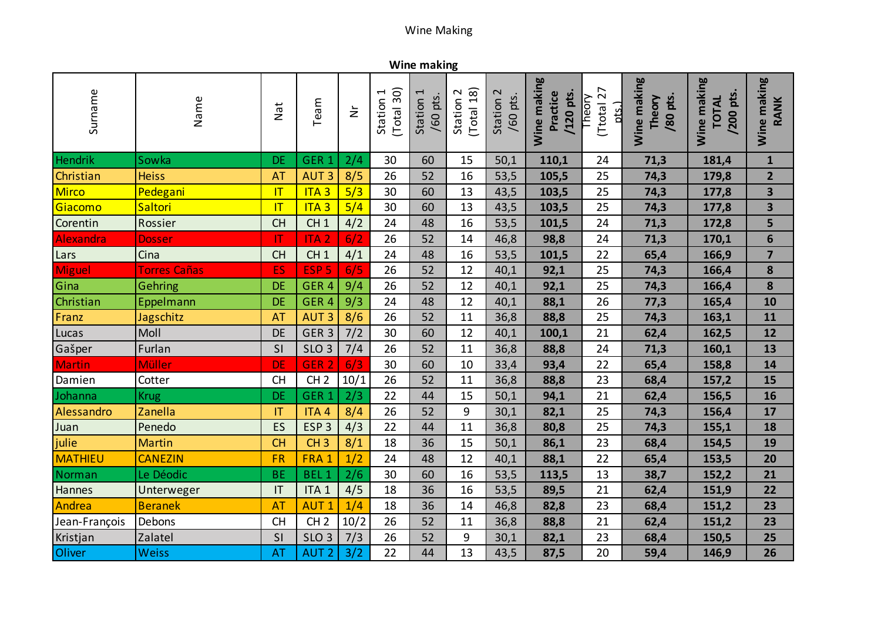# Wine Making

## Wine making

| Surname | Name | Nat | Team | Nr | Station 1 (Total 30) | Station 1 /60 pts. | Station 2 (Total 18) | Station 2 /60 pts. | Wine making Practice /120 pts. | Theory (Ttotal 27 pts.) | Wine making Theory /80 pts. | Wine making TOTAL /200 pts. | Wine making RANK |
|---|---|---|---|---|---|---|---|---|---|---|---|---|---|
| Hendrik | Sowka | DE | GER 1 | 2/4 | 30 | 60 | 15 | 50,1 | **110,1** | 24 | 71,3 | 181,4 | **1** |
| Christian | Heiss | AT | AUT 3 | 8/5 | 26 | 52 | 16 | 53,5 | **105,5** | 25 | 74,3 | 179,8 | **2** |
| Mirco | Pedegani | IT | ITA 3 | 5/3 | 30 | 60 | 13 | 43,5 | **103,5** | 25 | 74,3 | 177,8 | **3** |
| Giacomo | Saltori | IT | ITA 3 | 5/4 | 30 | 60 | 13 | 43,5 | **103,5** | 25 | 74,3 | 177,8 | **3** |
| Corentin | Rossier | CH | CH 1 | 4/2 | 24 | 48 | 16 | 53,5 | **101,5** | 24 | 71,3 | 172,8 | **5** |
| Alexandra | Dosser | IT | ITA 2 | 6/2 | 26 | 52 | 14 | 46,8 | **98,8** | 24 | 71,3 | 170,1 | **6** |
| Lars | Cina | CH | CH 1 | 4/1 | 24 | 48 | 16 | 53,5 | **101,5** | 22 | 65,4 | 166,9 | **7** |
| Miguel | Torres Cañas | ES | ESP 5 | 6/5 | 26 | 52 | 12 | 40,1 | **92,1** | 25 | 74,3 | 166,4 | **8** |
| Gina | Gehring | DE | GER 4 | 9/4 | 26 | 52 | 12 | 40,1 | **92,1** | 25 | 74,3 | 166,4 | **8** |
| Christian | Eppelmann | DE | GER 4 | 9/3 | 24 | 48 | 12 | 40,1 | **88,1** | 26 | 77,3 | 165,4 | **10** |
| Franz | Jagschitz | AT | AUT 3 | 8/6 | 26 | 52 | 11 | 36,8 | **88,8** | 25 | 74,3 | 163,1 | **11** |
| Lucas | Moll | DE | GER 3 | 7/2 | 30 | 60 | 12 | 40,1 | **100,1** | 21 | 62,4 | 162,5 | **12** |
| Gašper | Furlan | SI | SLO 3 | 7/4 | 26 | 52 | 11 | 36,8 | **88,8** | 24 | 71,3 | 160,1 | **13** |
| Martin | Müller | DE | GER 2 | 6/3 | 30 | 60 | 10 | 33,4 | **93,4** | 22 | 65,4 | 158,8 | **14** |
| Damien | Cotter | CH | CH 2 | 10/1 | 26 | 52 | 11 | 36,8 | **88,8** | 23 | 68,4 | 157,2 | **15** |
| Johanna | Krug | DE | GER 1 | 2/3 | 22 | 44 | 15 | 50,1 | **94,1** | 21 | 62,4 | 156,5 | **16** |
| Alessandro | Zanella | IT | ITA 4 | 8/4 | 26 | 52 | 9 | 30,1 | **82,1** | 25 | 74,3 | 156,4 | **17** |
| Juan | Penedo | ES | ESP 3 | 4/3 | 22 | 44 | 11 | 36,8 | **80,8** | 25 | 74,3 | 155,1 | **18** |
| julie | Martin | CH | CH 3 | 8/1 | 18 | 36 | 15 | 50,1 | **86,1** | 23 | 68,4 | 154,5 | **19** |
| MATHIEU | CANEZIN | FR | FRA 1 | 1/2 | 24 | 48 | 12 | 40,1 | **88,1** | 22 | 65,4 | 153,5 | **20** |
| Norman | Le Déodic | BE | BEL 1 | 2/6 | 30 | 60 | 16 | 53,5 | **113,5** | 13 | 38,7 | 152,2 | **21** |
| Hannes | Unterweger | IT | ITA 1 | 4/5 | 18 | 36 | 16 | 53,5 | **89,5** | 21 | 62,4 | 151,9 | **22** |
| Andrea | Beranek | AT | AUT 1 | 1/4 | 18 | 36 | 14 | 46,8 | **82,8** | 23 | 68,4 | 151,2 | **23** |
| Jean-François | Debons | CH | CH 2 | 10/2 | 26 | 52 | 11 | 36,8 | **88,8** | 21 | 62,4 | 151,2 | **23** |
| Kristjan | Zalatel | SI | SLO 3 | 7/3 | 26 | 52 | 9 | 30,1 | **82,1** | 23 | 68,4 | 150,5 | **25** |
| Oliver | Weiss | AT | AUT 2 | 3/2 | 22 | 44 | 13 | 43,5 | **87,5** | 20 | 59,4 | 146,9 | **26** |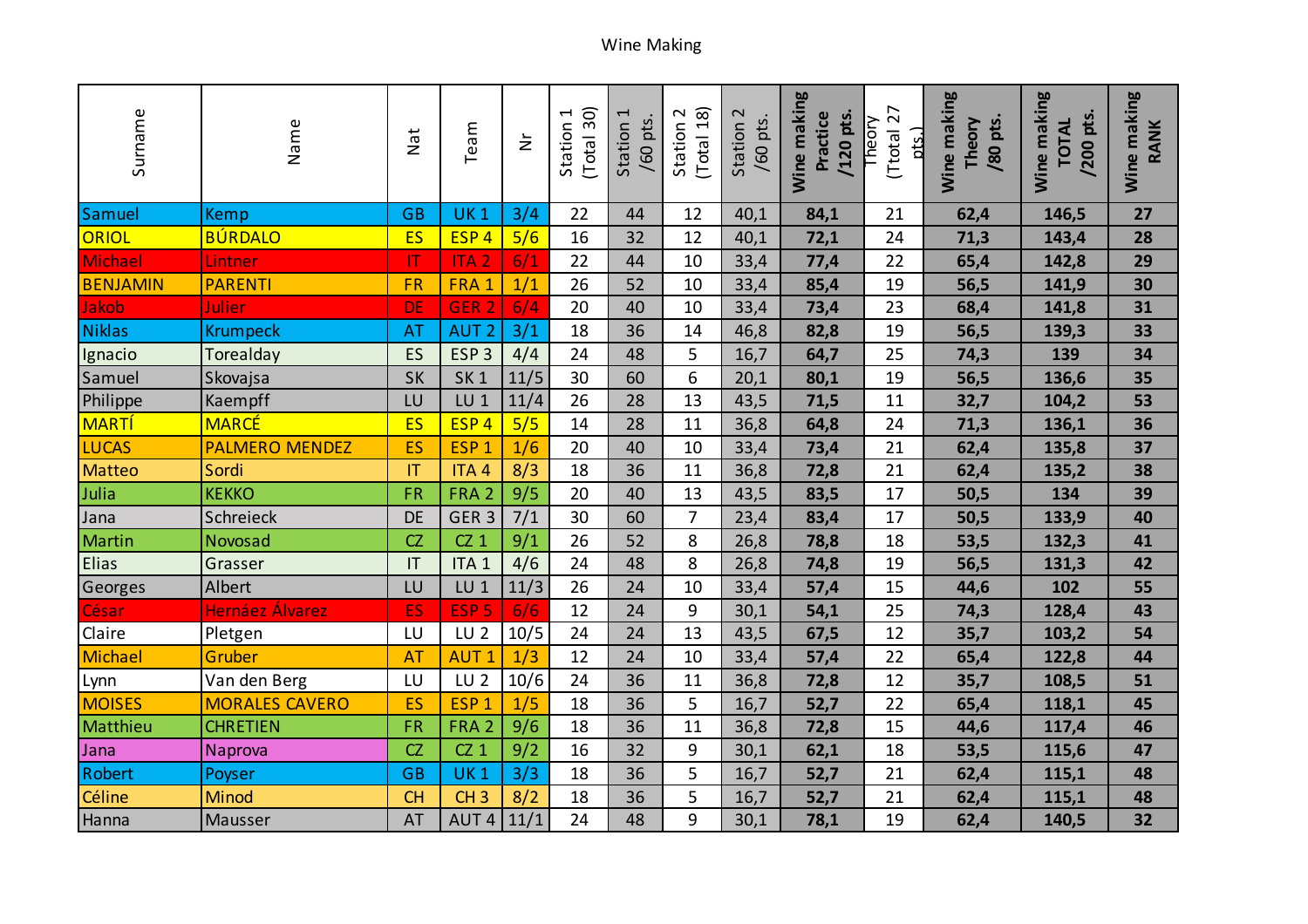Wine Making

| Surname | Name | Nat | Team | Nr | Station 1 (Total 30) | Station 1 /60 pts. | Station 2 (Total 18) | Station 2 /60 pts. | **Wine making Practice /120 pts.** | Theory (Ttotal 27 pts.) | **Wine making Theory /80 pts.** | **Wine making TOTAL /200 pts.** | **Wine making RANK** |
|---|---|---|---|---|---|---|---|---|---|---|---|---|---|
| Samuel | Kemp | GB | UK 1 | 3/4 | 22 | 44 | 12 | 40,1 | **84,1** | 21 | **62,4** | **146,5** | **27** |
| ORIOL | BÚRDALO | ES | ESP 4 | 5/6 | 16 | 32 | 12 | 40,1 | **72,1** | 24 | **71,3** | **143,4** | **28** |
| Michael | Lintner | IT | ITA 2 | 6/1 | 22 | 44 | 10 | 33,4 | **77,4** | 22 | **65,4** | **142,8** | **29** |
| BENJAMIN | PARENTI | FR | FRA 1 | 1/1 | 26 | 52 | 10 | 33,4 | **85,4** | 19 | **56,5** | **141,9** | **30** |
| Jakob | Julier | DE | GER 2 | 6/4 | 20 | 40 | 10 | 33,4 | **73,4** | 23 | **68,4** | **141,8** | **31** |
| Niklas | Krumpeck | AT | AUT 2 | 3/1 | 18 | 36 | 14 | 46,8 | **82,8** | 19 | **56,5** | **139,3** | **33** |
| Ignacio | Torealday | ES | ESP 3 | 4/4 | 24 | 48 | 5 | 16,7 | **64,7** | 25 | **74,3** | **139** | **34** |
| Samuel | Skovajsa | SK | SK 1 | 11/5 | 30 | 60 | 6 | 20,1 | **80,1** | 19 | **56,5** | **136,6** | **35** |
| Philippe | Kaempff | LU | LU 1 | 11/4 | 26 | 28 | 13 | 43,5 | **71,5** | 11 | **32,7** | **104,2** | **53** |
| MARTÍ | MARCÉ | ES | ESP 4 | 5/5 | 14 | 28 | 11 | 36,8 | **64,8** | 24 | **71,3** | **136,1** | **36** |
| LUCAS | PALMERO MENDEZ | ES | ESP 1 | 1/6 | 20 | 40 | 10 | 33,4 | **73,4** | 21 | **62,4** | **135,8** | **37** |
| Matteo | Sordi | IT | ITA 4 | 8/3 | 18 | 36 | 11 | 36,8 | **72,8** | 21 | **62,4** | **135,2** | **38** |
| Julia | KEKKO | FR | FRA 2 | 9/5 | 20 | 40 | 13 | 43,5 | **83,5** | 17 | **50,5** | **134** | **39** |
| Jana | Schreieck | DE | GER 3 | 7/1 | 30 | 60 | 7 | 23,4 | **83,4** | 17 | **50,5** | **133,9** | **40** |
| Martin | Novosad | CZ | CZ 1 | 9/1 | 26 | 52 | 8 | 26,8 | **78,8** | 18 | **53,5** | **132,3** | **41** |
| Elias | Grasser | IT | ITA 1 | 4/6 | 24 | 48 | 8 | 26,8 | **74,8** | 19 | **56,5** | **131,3** | **42** |
| Georges | Albert | LU | LU 1 | 11/3 | 26 | 24 | 10 | 33,4 | **57,4** | 15 | **44,6** | **102** | **55** |
| César | Hernáez Álvarez | ES | ESP 5 | 6/6 | 12 | 24 | 9 | 30,1 | **54,1** | 25 | **74,3** | **128,4** | **43** |
| Claire | Pletgen | LU | LU 2 | 10/5 | 24 | 24 | 13 | 43,5 | **67,5** | 12 | **35,7** | **103,2** | **54** |
| Michael | Gruber | AT | AUT 1 | 1/3 | 12 | 24 | 10 | 33,4 | **57,4** | 22 | **65,4** | **122,8** | **44** |
| Lynn | Van den Berg | LU | LU 2 | 10/6 | 24 | 36 | 11 | 36,8 | **72,8** | 12 | **35,7** | **108,5** | **51** |
| MOISES | MORALES CAVERO | ES | ESP 1 | 1/5 | 18 | 36 | 5 | 16,7 | **52,7** | 22 | **65,4** | **118,1** | **45** |
| Matthieu | CHRETIEN | FR | FRA 2 | 9/6 | 18 | 36 | 11 | 36,8 | **72,8** | 15 | **44,6** | **117,4** | **46** |
| Jana | Naprova | CZ | CZ 1 | 9/2 | 16 | 32 | 9 | 30,1 | **62,1** | 18 | **53,5** | **115,6** | **47** |
| Robert | Poyser | GB | UK 1 | 3/3 | 18 | 36 | 5 | 16,7 | **52,7** | 21 | **62,4** | **115,1** | **48** |
| Céline | Minod | CH | CH 3 | 8/2 | 18 | 36 | 5 | 16,7 | **52,7** | 21 | **62,4** | **115,1** | **48** |
| Hanna | Mausser | AT | AUT 4 | 11/1 | 24 | 48 | 9 | 30,1 | **78,1** | 19 | **62,4** | **140,5** | **32** |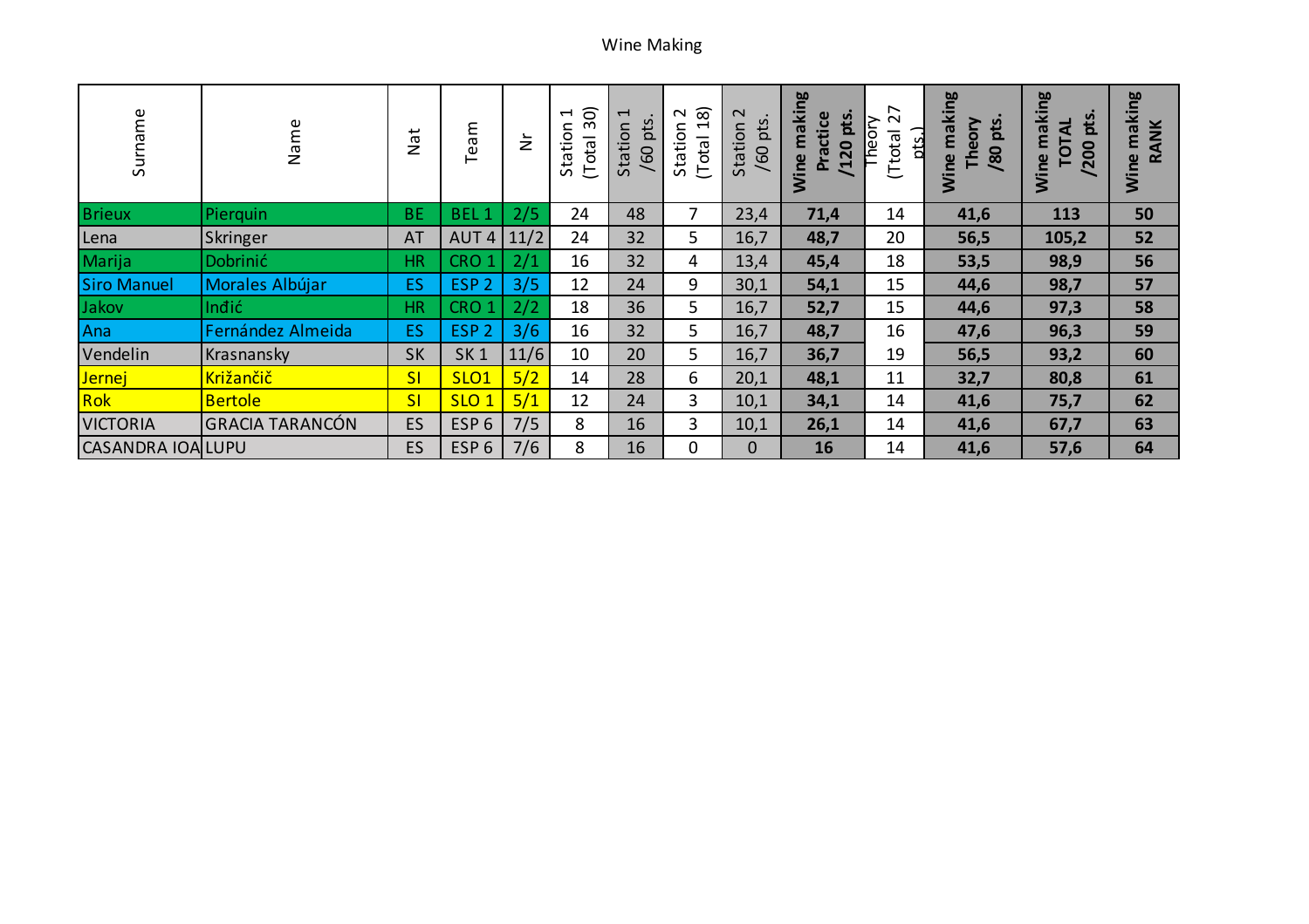Wine Making

| Surname | Name | Nat | Team | Nr | Station 1 (Total 30) | Station 1 /60 pts. | Station 2 (Total 18) | Station 2 /60 pts. | Wine making Practice /120 pts. | Theory (Ttotal 27 pts.) | Wine making Theory /80 pts. | Wine making TOTAL /200 pts. | Wine making RANK |
|---|---|---|---|---|---|---|---|---|---|---|---|---|---|
| Brieux | Pierquin | BE | BEL 1 | 2/5 | 24 | 48 | 7 | 23,4 | **71,4** | 14 | **41,6** | **113** | **50** |
| Lena | Skringer | AT | AUT 4 | 11/2 | 24 | 32 | 5 | 16,7 | **48,7** | 20 | **56,5** | **105,2** | **52** |
| Marija | Dobrinić | HR | CRO 1 | 2/1 | 16 | 32 | 4 | 13,4 | **45,4** | 18 | **53,5** | **98,9** | **56** |
| Siro Manuel | Morales Albújar | ES | ESP 2 | 3/5 | 12 | 24 | 9 | 30,1 | **54,1** | 15 | **44,6** | **98,7** | **57** |
| Jakov | Inđić | HR | CRO 1 | 2/2 | 18 | 36 | 5 | 16,7 | **52,7** | 15 | **44,6** | **97,3** | **58** |
| Ana | Fernández Almeida | ES | ESP 2 | 3/6 | 16 | 32 | 5 | 16,7 | **48,7** | 16 | **47,6** | **96,3** | **59** |
| Vendelin | Krasnansky | SK | SK 1 | 11/6 | 10 | 20 | 5 | 16,7 | **36,7** | 19 | **56,5** | **93,2** | **60** |
| Jernej | Križančič | SI | SLO1 | 5/2 | 14 | 28 | 6 | 20,1 | **48,1** | 11 | **32,7** | **80,8** | **61** |
| Rok | Bertole | SI | SLO 1 | 5/1 | 12 | 24 | 3 | 10,1 | **34,1** | 14 | **41,6** | **75,7** | **62** |
| VICTORIA | GRACIA TARANCÓN | ES | ESP 6 | 7/5 | 8 | 16 | 3 | 10,1 | **26,1** | 14 | **41,6** | **67,7** | **63** |
| CASANDRA IOA | LUPU | ES | ESP 6 | 7/6 | 8 | 16 | 0 | 0 | **16** | 14 | **41,6** | **57,6** | **64** |